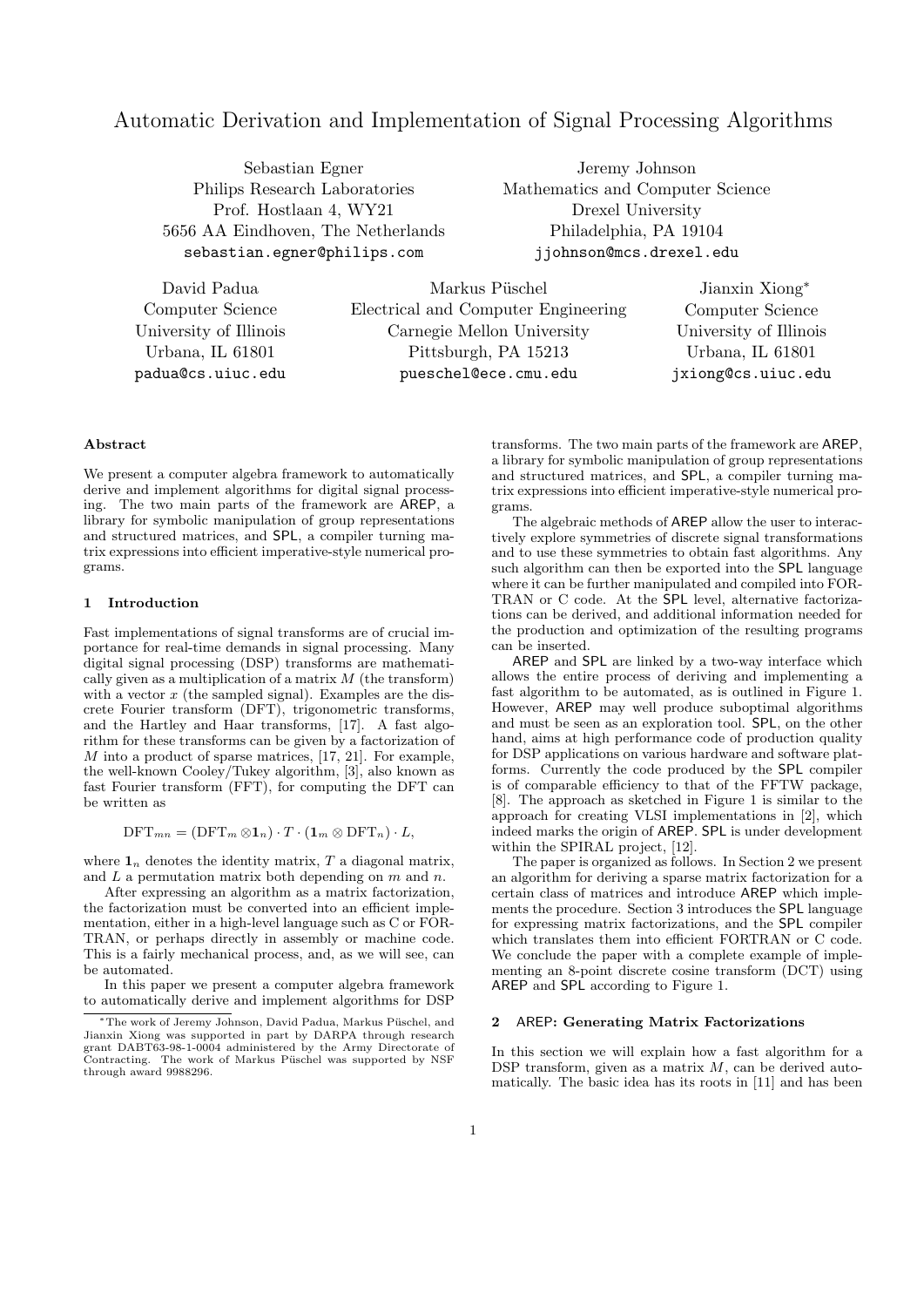# Automatic Derivation and Implementation of Signal Processing Algorithms

Sebastian Egner
Philips Research Laboratories
Prof. Hostlaan 4, WY21
5656 AA Eindhoven, The Netherlands
sebastian.egner@philips.com

Jeremy Johnson
Mathematics and Computer Science
Drexel University
Philadelphia, PA 19104
jjohnson@mcs.drexel.edu

David Padua
Computer Science
University of Illinois
Urbana, IL 61801
padua@cs.uiuc.edu

Markus Püschel
Electrical and Computer Engineering
Carnegie Mellon University
Pittsburgh, PA 15213
pueschel@ece.cmu.edu

Jianxin Xiong*
Computer Science
University of Illinois
Urbana, IL 61801
jxiong@cs.uiuc.edu

### Abstract

We present a computer algebra framework to automatically derive and implement algorithms for digital signal processing. The two main parts of the framework are AREP, a library for symbolic manipulation of group representations and structured matrices, and SPL, a compiler turning matrix expressions into efficient imperative-style numerical programs.

## 1 Introduction

Fast implementations of signal transforms are of crucial importance for real-time demands in signal processing. Many digital signal processing (DSP) transforms are mathematically given as a multiplication of a matrix $M$ (the transform) with a vector $x$ (the sampled signal). Examples are the discrete Fourier transform (DFT), trigonometric transforms, and the Hartley and Haar transforms, [17]. A fast algorithm for these transforms can be given by a factorization of $M$ into a product of sparse matrices, [17, 21]. For example, the well-known Cooley/Tukey algorithm, [3], also known as fast Fourier transform (FFT), for computing the DFT can be written as

$$\mathrm{DFT}_{mn} = (\mathrm{DFT}_m \otimes \mathbf{1}_n) \cdot T \cdot (\mathbf{1}_m \otimes \mathrm{DFT}_n) \cdot L,$$

where $\mathbf{1}_n$ denotes the identity matrix, $T$ a diagonal matrix, and $L$ a permutation matrix both depending on $m$ and $n$.

After expressing an algorithm as a matrix factorization, the factorization must be converted into an efficient implementation, either in a high-level language such as C or FORTRAN, or perhaps directly in assembly or machine code. This is a fairly mechanical process, and, as we will see, can be automated.

In this paper we present a computer algebra framework to automatically derive and implement algorithms for DSP transforms. The two main parts of the framework are AREP, a library for symbolic manipulation of group representations and structured matrices, and SPL, a compiler turning matrix expressions into efficient imperative-style numerical programs.

The algebraic methods of AREP allow the user to interactively explore symmetries of discrete signal transformations and to use these symmetries to obtain fast algorithms. Any such algorithm can then be exported into the SPL language where it can be further manipulated and compiled into FORTRAN or C code. At the SPL level, alternative factorizations can be derived, and additional information needed for the production and optimization of the resulting programs can be inserted.

AREP and SPL are linked by a two-way interface which allows the entire process of deriving and implementing a fast algorithm to be automated, as is outlined in Figure 1. However, AREP may well produce suboptimal algorithms and must be seen as an exploration tool. SPL, on the other hand, aims at high performance code of production quality for DSP applications on various hardware and software platforms. Currently the code produced by the SPL compiler is of comparable efficiency to that of the FFTW package, [8]. The approach as sketched in Figure 1 is similar to the approach for creating VLSI implementations in [2], which indeed marks the origin of AREP. SPL is under development within the SPIRAL project, [12].

The paper is organized as follows. In Section 2 we present an algorithm for deriving a sparse matrix factorization for a certain class of matrices and introduce AREP which implements the procedure. Section 3 introduces the SPL language for expressing matrix factorizations, and the SPL compiler which translates them into efficient FORTRAN or C code. We conclude the paper with a complete example of implementing an 8-point discrete cosine transform (DCT) using AREP and SPL according to Figure 1.

## 2 AREP: Generating Matrix Factorizations

In this section we will explain how a fast algorithm for a DSP transform, given as a matrix $M$, can be derived automatically. The basic idea has its roots in [11] and has been

*The work of Jeremy Johnson, David Padua, Markus Püschel, and Jianxin Xiong was supported in part by DARPA through research grant DABT63-98-1-0004 administered by the Army Directorate of Contracting. The work of Markus Püschel was supported by NSF through award 9988296.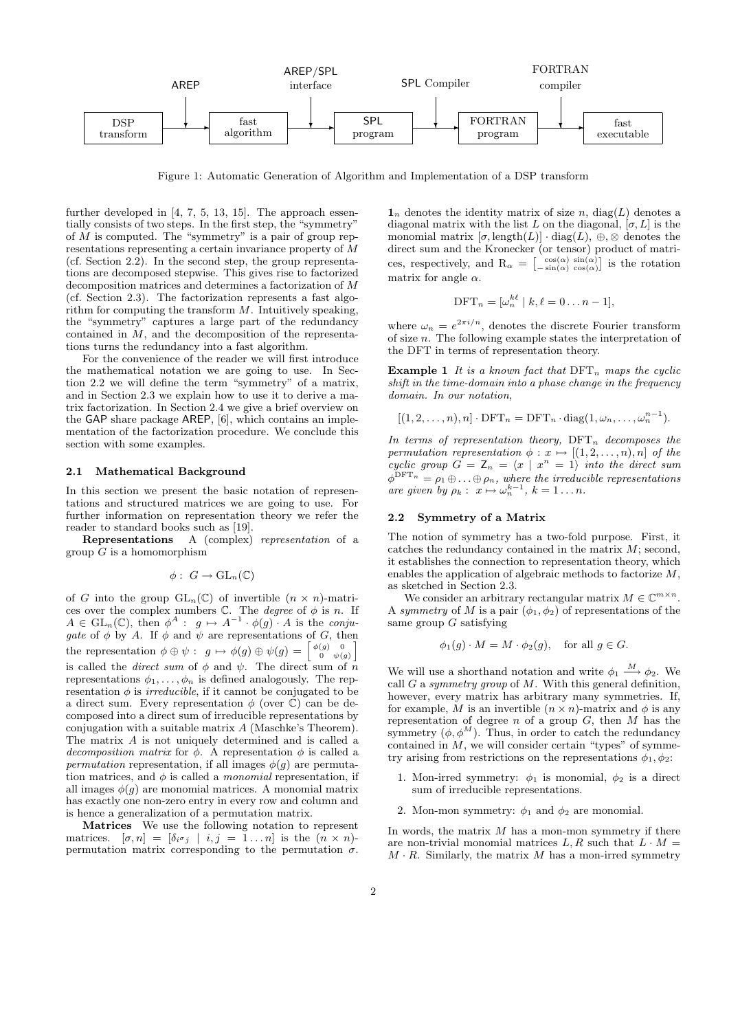Figure 1: Automatic Generation of Algorithm and Implementation of a DSP transform

further developed in [4, 7, 5, 13, 15]. The approach essentially consists of two steps. In the first step, the "symmetry" of $M$ is computed. The "symmetry" is a pair of group representations representing a certain invariance property of $M$ (cf. Section 2.2). In the second step, the group representations are decomposed stepwise. This gives rise to factorized decomposition matrices and determines a factorization of $M$ (cf. Section 2.3). The factorization represents a fast algorithm for computing the transform $M$. Intuitively speaking, the "symmetry" captures a large part of the redundancy contained in $M$, and the decomposition of the representations turns the redundancy into a fast algorithm.

For the convenience of the reader we will first introduce the mathematical notation we are going to use. In Section 2.2 we will define the term "symmetry" of a matrix, and in Section 2.3 we explain how to use it to derive a matrix factorization. In Section 2.4 we give a brief overview on the GAP share package AREP, [6], which contains an implementation of the factorization procedure. We conclude this section with some examples.

### 2.1 Mathematical Background

In this section we present the basic notation of representations and structured matrices we are going to use. For further information on representation theory we refer the reader to standard books such as [19].

**Representations** A (complex) *representation* of a group $G$ is a homomorphism

$$\phi : \; G \to \mathrm{GL}_n(\mathbb{C})$$

of $G$ into the group $\mathrm{GL}_n(\mathbb{C})$ of invertible $(n \times n)$-matrices over the complex numbers $\mathbb{C}$. The *degree* of $\phi$ is $n$. If $A \in \mathrm{GL}_n(\mathbb{C})$, then $\phi^A : \; g \mapsto A^{-1} \cdot \phi(g) \cdot A$ is the *conjugate* of $\phi$ by $A$. If $\phi$ and $\psi$ are representations of $G$, then the representation $\phi \oplus \psi : \; g \mapsto \phi(g) \oplus \psi(g) = \left[\begin{smallmatrix} \phi(g) & 0 \\ 0 & \psi(g) \end{smallmatrix}\right]$ is called the *direct sum* of $\phi$ and $\psi$. The direct sum of $n$ representations $\phi_1, \ldots, \phi_n$ is defined analogously. The representation $\phi$ is *irreducible*, if it cannot be conjugated to be a direct sum. Every representation $\phi$ (over $\mathbb{C}$) can be decomposed into a direct sum of irreducible representations by conjugation with a suitable matrix $A$ (Maschke's Theorem). The matrix $A$ is not uniquely determined and is called a *decomposition matrix* for $\phi$. A representation $\phi$ is called a *permutation* representation, if all images $\phi(g)$ are permutation matrices, and $\phi$ is called a *monomial* representation, if all images $\phi(g)$ are monomial matrices. A monomial matrix has exactly one non-zero entry in every row and column and is hence a generalization of a permutation matrix.

**Matrices** We use the following notation to represent matrices. $[\sigma, n] = [\delta_{i^\sigma j} \mid i, j = 1 \ldots n]$ is the $(n \times n)$-permutation matrix corresponding to the permutation $\sigma$. $\mathbf{1}_n$ denotes the identity matrix of size $n$, $\mathrm{diag}(L)$ denotes a diagonal matrix with the list $L$ on the diagonal, $[\sigma, L]$ is the monomial matrix $[\sigma, \mathrm{length}(L)] \cdot \mathrm{diag}(L)$, $\oplus, \otimes$ denotes the direct sum and the Kronecker (or tensor) product of matrices, respectively, and $\mathrm{R}_\alpha = \left[\begin{smallmatrix} \cos(\alpha) & \sin(\alpha) \\ -\sin(\alpha) & \cos(\alpha) \end{smallmatrix}\right]$ is the rotation matrix for angle $\alpha$.

$$\mathrm{DFT}_n = [\omega_n^{k\ell} \mid k, \ell = 0 \ldots n-1],$$

where $\omega_n = e^{2\pi i/n}$, denotes the discrete Fourier transform of size $n$. The following example states the interpretation of the DFT in terms of representation theory.

**Example 1** *It is a known fact that $\mathrm{DFT}_n$ maps the cyclic shift in the time-domain into a phase change in the frequency domain. In our notation,*

$$[(1, 2, \ldots, n), n] \cdot \mathrm{DFT}_n = \mathrm{DFT}_n \cdot \mathrm{diag}(1, \omega_n, \ldots, \omega_n^{n-1}).$$

*In terms of representation theory, $\mathrm{DFT}_n$ decomposes the permutation representation $\phi : x \mapsto [(1, 2, \ldots, n), n]$ of the cyclic group $G = \mathsf{Z}_n = \langle x \mid x^n = 1 \rangle$ into the direct sum $\phi^{\mathrm{DFT}_n} = \rho_1 \oplus \ldots \oplus \rho_n$, where the irreducible representations are given by $\rho_k : \; x \mapsto \omega_n^{k-1}$, $k = 1 \ldots n$.*

### 2.2 Symmetry of a Matrix

The notion of symmetry has a two-fold purpose. First, it catches the redundancy contained in the matrix $M$; second, it establishes the connection to representation theory, which enables the application of algebraic methods to factorize $M$, as sketched in Section 2.3.

We consider an arbitrary rectangular matrix $M \in \mathbb{C}^{m \times n}$. A *symmetry* of $M$ is a pair $(\phi_1, \phi_2)$ of representations of the same group $G$ satisfying

$$\phi_1(g) \cdot M = M \cdot \phi_2(g), \quad \text{for all } g \in G.$$

We will use a shorthand notation and write $\phi_1 \xrightarrow{M} \phi_2$. We call $G$ a *symmetry group* of $M$. With this general definition, however, every matrix has arbitrary many symmetries. If, for example, $M$ is an invertible $(n \times n)$-matrix and $\phi$ is any representation of degree $n$ of a group $G$, then $M$ has the symmetry $(\phi, \phi^M)$. Thus, in order to catch the redundancy contained in $M$, we will consider certain "types" of symmetry arising from restrictions on the representations $\phi_1, \phi_2$:

1. Mon-irred symmetry: $\phi_1$ is monomial, $\phi_2$ is a direct sum of irreducible representations.
2. Mon-mon symmetry: $\phi_1$ and $\phi_2$ are monomial.

In words, the matrix $M$ has a mon-mon symmetry if there are non-trivial monomial matrices $L, R$ such that $L \cdot M = M \cdot R$. Similarly, the matrix $M$ has a mon-irred symmetry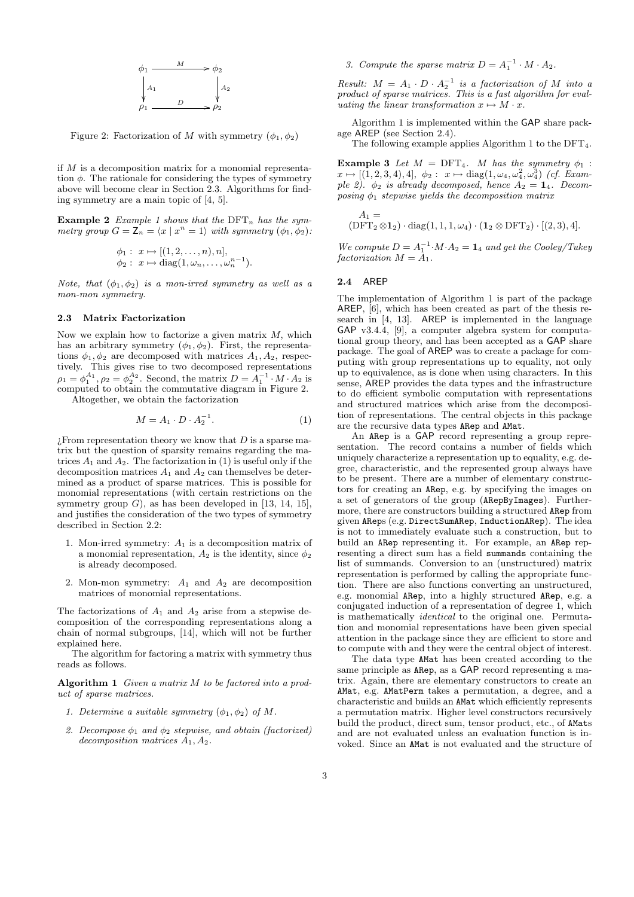$$\begin{array}{ccc} \phi_1 & \xrightarrow{M} & \phi_2 \\ \downarrow A_1 & & \downarrow A_2 \\ \rho_1 & \xrightarrow{D} & \rho_2 \end{array}$$

Figure 2: Factorization of $M$ with symmetry $(\phi_1, \phi_2)$

if $M$ is a decomposition matrix for a monomial representation $\phi$. The rationale for considering the types of symmetry above will become clear in Section 2.3. Algorithms for finding symmetry are a main topic of [4, 5].

**Example 2** *Example 1 shows that the* $\mathrm{DFT}_n$ *has the symmetry group* $G = \mathsf{Z}_n = \langle x \mid x^n = 1 \rangle$ *with symmetry* $(\phi_1, \phi_2)$*:*

$$\phi_1 : \ x \mapsto [(1, 2, \ldots, n), n],$$
$$\phi_2 : \ x \mapsto \mathrm{diag}(1, \omega_n, \ldots, \omega_n^{n-1}).$$

*Note, that* $(\phi_1, \phi_2)$ *is a mon-irred symmetry as well as a mon-mon symmetry.*

### 2.3 Matrix Factorization

Now we explain how to factorize a given matrix $M$, which has an arbitrary symmetry $(\phi_1, \phi_2)$. First, the representations $\phi_1, \phi_2$ are decomposed with matrices $A_1, A_2$, respectively. This gives rise to two decomposed representations $\rho_1 = \phi_1^{A_1}, \rho_2 = \phi_2^{A_2}$. Second, the matrix $D = A_1^{-1} \cdot M \cdot A_2$ is computed to obtain the commutative diagram in Figure 2.

Altogether, we obtain the factorization

$$M = A_1 \cdot D \cdot A_2^{-1}. \tag{1}$$

¿From representation theory we know that $D$ is a sparse matrix but the question of sparsity remains regarding the matrices $A_1$ and $A_2$. The factorization in (1) is useful only if the decomposition matrices $A_1$ and $A_2$ can themselves be determined as a product of sparse matrices. This is possible for monomial representations (with certain restrictions on the symmetry group $G$), as has been developed in [13, 14, 15], and justifies the consideration of the two types of symmetry described in Section 2.2:

1. Mon-irred symmetry: $A_1$ is a decomposition matrix of a monomial representation, $A_2$ is the identity, since $\phi_2$ is already decomposed.
2. Mon-mon symmetry: $A_1$ and $A_2$ are decomposition matrices of monomial representations.

The factorizations of $A_1$ and $A_2$ arise from a stepwise decomposition of the corresponding representations along a chain of normal subgroups, [14], which will not be further explained here.

The algorithm for factoring a matrix with symmetry thus reads as follows.

**Algorithm 1** *Given a matrix* $M$ *to be factored into a product of sparse matrices.*

1. *Determine a suitable symmetry* $(\phi_1, \phi_2)$ *of* $M$*.*
2. *Decompose* $\phi_1$ *and* $\phi_2$ *stepwise, and obtain (factorized) decomposition matrices* $A_1, A_2$*.*
3. *Compute the sparse matrix* $D = A_1^{-1} \cdot M \cdot A_2$*.*

*Result:* $M = A_1 \cdot D \cdot A_2^{-1}$ *is a factorization of* $M$ *into a product of sparse matrices. This is a fast algorithm for evaluating the linear transformation* $x \mapsto M \cdot x$*.*

Algorithm 1 is implemented within the GAP share package AREP (see Section 2.4).

The following example applies Algorithm 1 to the $\mathrm{DFT}_4$.

**Example 3** *Let* $M = \mathrm{DFT}_4$*.* $M$ *has the symmetry* $\phi_1 : x \mapsto [(1, 2, 3, 4), 4]$*,* $\phi_2 : \ x \mapsto \mathrm{diag}(1, \omega_4, \omega_4^2, \omega_4^3)$ *(cf. Example 2).* $\phi_2$ *is already decomposed, hence* $A_2 = \mathbf{1}_4$*. Decomposing* $\phi_1$ *stepwise yields the decomposition matrix*

$$A_1 =$$
$$(\mathrm{DFT}_2 \otimes \mathbf{1}_2) \cdot \mathrm{diag}(1, 1, 1, \omega_4) \cdot (\mathbf{1}_2 \otimes \mathrm{DFT}_2) \cdot [(2, 3), 4].$$

*We compute* $D = A_1^{-1} \cdot M \cdot A_2 = \mathbf{1}_4$ *and get the Cooley/Tukey factorization* $M = A_1$*.*

### 2.4 AREP

The implementation of Algorithm 1 is part of the package AREP, [6], which has been created as part of the thesis research in [4, 13]. AREP is implemented in the language GAP v3.4.4, [9], a computer algebra system for computational group theory, and has been accepted as a GAP share package. The goal of AREP was to create a package for computing with group representations up to equality, not only up to equivalence, as is done when using characters. In this sense, AREP provides the data types and the infrastructure to do efficient symbolic computation with representations and structured matrices which arise from the decomposition of representations. The central objects in this package are the recursive data types `ARep` and `AMat`.

An `ARep` is a GAP record representing a group representation. The record contains a number of fields which uniquely characterize a representation up to equality, e.g. degree, characteristic, and the represented group always have to be present. There are a number of elementary constructors for creating an `ARep`, e.g. by specifying the images on a set of generators of the group (`ARepByImages`). Furthermore, there are constructors building a structured `ARep` from given `ARep`s (e.g. `DirectSumARep`, `InductionARep`). The idea is not to immediately evaluate such a construction, but to build an `ARep` representing it. For example, an `ARep` representing a direct sum has a field `summands` containing the list of summands. Conversion to an (unstructured) matrix representation is performed by calling the appropriate function. There are also functions converting an unstructured, e.g. monomial `ARep`, into a highly structured `ARep`, e.g. a conjugated induction of a representation of degree 1, which is mathematically *identical* to the original one. Permutation and monomial representations have been given special attention in the package since they are efficient to store and to compute with and they were the central object of interest.

The data type `AMat` has been created according to the same principle as `ARep`, as a GAP record representing a matrix. Again, there are elementary constructors to create an `AMat`, e.g. `AMatPerm` takes a permutation, a degree, and a characteristic and builds an `AMat` which efficiently represents a permutation matrix. Higher level constructors recursively build the product, direct sum, tensor product, etc., of `AMat`s and are not evaluated unless an evaluation function is invoked. Since an `AMat` is not evaluated and the structure of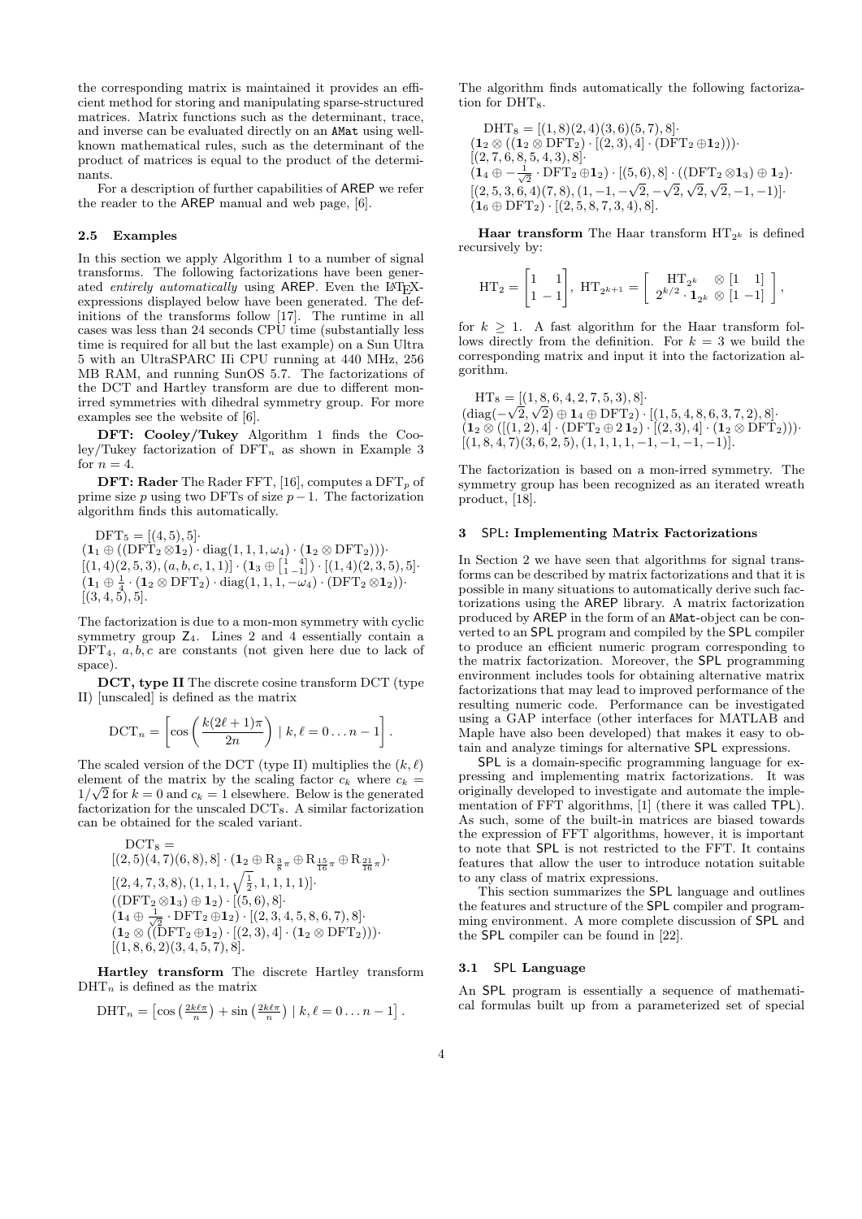the corresponding matrix is maintained it provides an efficient method for storing and manipulating sparse-structured matrices. Matrix functions such as the determinant, trace, and inverse can be evaluated directly on an AMat using well-known mathematical rules, such as the determinant of the product of matrices is equal to the product of the determinants.

For a description of further capabilities of AREP we refer the reader to the AREP manual and web page, [6].

### 2.5 Examples

In this section we apply Algorithm 1 to a number of signal transforms. The following factorizations have been generated *entirely automatically* using AREP. Even the LaTeX-expressions displayed below have been generated. The definitions of the transforms follow [17]. The runtime in all cases was less than 24 seconds CPU time (substantially less time is required for all but the last example) on a Sun Ultra 5 with an UltraSPARC IIi CPU running at 440 MHz, 256 MB RAM, and running SunOS 5.7. The factorizations of the DCT and Hartley transform are due to different mon-irred symmetries with dihedral symmetry group. For more examples see the website of [6].

**DFT: Cooley/Tukey** Algorithm 1 finds the Cooley/Tukey factorization of $\mathrm{DFT}_n$ as shown in Example 3 for $n = 4$.

**DFT: Rader** The Rader FFT, [16], computes a $\mathrm{DFT}_p$ of prime size $p$ using two DFTs of size $p-1$. The factorization algorithm finds this automatically.

$$
\begin{aligned}
&\mathrm{DFT}_5 = [(4,5),5]\cdot\\
&(\mathbf{1}_1 \oplus ((\mathrm{DFT}_2 \otimes \mathbf{1}_2)\cdot \mathrm{diag}(1,1,1,\omega_4)\cdot(\mathbf{1}_2 \otimes \mathrm{DFT}_2)))\cdot\\
&[(1,4)(2,5,3),(a,b,c,1,1)]\cdot(\mathbf{1}_3 \oplus \left[\begin{smallmatrix}1 & 4\\ 1 & -1\end{smallmatrix}\right])\cdot[(1,4)(2,3,5),5]\cdot\\
&(\mathbf{1}_1 \oplus \tfrac{1}{4}\cdot(\mathbf{1}_2 \otimes \mathrm{DFT}_2)\cdot \mathrm{diag}(1,1,1,-\omega_4)\cdot(\mathrm{DFT}_2 \otimes \mathbf{1}_2))\cdot\\
&[(3,4,5),5].
\end{aligned}
$$

The factorization is due to a mon-mon symmetry with cyclic symmetry group $\mathsf{Z}_4$. Lines 2 and 4 essentially contain a $\mathrm{DFT}_4$, $a, b, c$ are constants (not given here due to lack of space).

**DCT, type II** The discrete cosine transform DCT (type II) [unscaled] is defined as the matrix

$$
\mathrm{DCT}_n = \left[\cos\left(\frac{k(2\ell+1)\pi}{2n}\right) \mid k, \ell = 0 \ldots n-1\right].
$$

The scaled version of the DCT (type II) multiplies the $(k,\ell)$ element of the matrix by the scaling factor $c_k$ where $c_k = 1/\sqrt{2}$ for $k = 0$ and $c_k = 1$ elsewhere. Below is the generated factorization for the unscaled $\mathrm{DCT}_8$. A similar factorization can be obtained for the scaled variant.

$$
\begin{aligned}
&\mathrm{DCT}_8 =\\
&[(2,5)(4,7)(6,8),8]\cdot(\mathbf{1}_2 \oplus \mathrm{R}_{\frac{3}{8}\pi} \oplus \mathrm{R}_{\frac{15}{16}\pi} \oplus \mathrm{R}_{\frac{21}{16}\pi})\cdot\\
&[(2,4,7,3,8),(1,1,1,\sqrt{\tfrac{1}{2}},1,1,1,1)]\cdot\\
&((\mathrm{DFT}_2 \otimes \mathbf{1}_3)\oplus \mathbf{1}_2)\cdot[(5,6),8]\cdot\\
&(\mathbf{1}_4 \oplus \tfrac{1}{\sqrt{2}}\cdot \mathrm{DFT}_2 \oplus \mathbf{1}_2)\cdot[(2,3,4,5,8,6,7),8]\cdot\\
&(\mathbf{1}_2 \otimes ((\mathrm{DFT}_2 \oplus \mathbf{1}_2)\cdot[(2,3),4]\cdot(\mathbf{1}_2 \otimes \mathrm{DFT}_2)))\cdot\\
&[(1,8,6,2)(3,4,5,7),8].
\end{aligned}
$$

**Hartley transform** The discrete Hartley transform $\mathrm{DHT}_n$ is defined as the matrix

$$
\mathrm{DHT}_n = \left[\cos\left(\tfrac{2k\ell\pi}{n}\right) + \sin\left(\tfrac{2k\ell\pi}{n}\right) \mid k, \ell = 0 \ldots n-1\right].
$$

The algorithm finds automatically the following factorization for $\mathrm{DHT}_8$.

$$
\begin{aligned}
&\mathrm{DHT}_8 = [(1,8)(2,4)(3,6)(5,7),8]\cdot\\
&(\mathbf{1}_2 \otimes ((\mathbf{1}_2 \otimes \mathrm{DFT}_2)\cdot[(2,3),4]\cdot(\mathrm{DFT}_2 \oplus \mathbf{1}_2)))\cdot\\
&[(2,7,6,8,5,4,3),8]\cdot\\
&(\mathbf{1}_4 \oplus -\tfrac{1}{\sqrt{2}}\cdot \mathrm{DFT}_2 \oplus \mathbf{1}_2)\cdot[(5,6),8]\cdot((\mathrm{DFT}_2 \otimes \mathbf{1}_3)\oplus \mathbf{1}_2)\cdot\\
&[(2,5,3,6,4)(7,8),(1,-1,-\sqrt{2},-\sqrt{2},\sqrt{2},\sqrt{2},-1,-1)]\cdot\\
&(\mathbf{1}_6 \oplus \mathrm{DFT}_2)\cdot[(2,5,8,7,3,4),8].
\end{aligned}
$$

**Haar transform** The Haar transform $\mathrm{HT}_{2^k}$ is defined recursively by:

$$
\mathrm{HT}_2 = \begin{bmatrix} 1 & 1 \\ 1 & -1 \end{bmatrix},\ \mathrm{HT}_{2^{k+1}} = \begin{bmatrix} \mathrm{HT}_{2^k} & \otimes [1 \;\; 1] \\ 2^{k/2}\cdot \mathbf{1}_{2^k} & \otimes [1 \; -1] \end{bmatrix},
$$

for $k \geq 1$. A fast algorithm for the Haar transform follows directly from the definition. For $k = 3$ we build the corresponding matrix and input it into the factorization algorithm.

$$
\begin{aligned}
&\mathrm{HT}_8 = [(1,8,6,4,2,7,5,3),8]\cdot\\
&(\mathrm{diag}(-\sqrt{2},\sqrt{2})\oplus \mathbf{1}_4 \oplus \mathrm{DFT}_2)\cdot[(1,5,4,8,6,3,7,2),8]\cdot\\
&(\mathbf{1}_2 \otimes ([(1,2),4]\cdot(\mathrm{DFT}_2 \oplus 2\,\mathbf{1}_2)\cdot[(2,3),4]\cdot(\mathbf{1}_2 \otimes \mathrm{DFT}_2)))\cdot\\
&[(1,8,4,7)(3,6,2,5),(1,1,1,1,-1,-1,-1,-1)].
\end{aligned}
$$

The factorization is based on a mon-irred symmetry. The symmetry group has been recognized as an iterated wreath product, [18].

## 3 SPL: Implementing Matrix Factorizations

In Section 2 we have seen that algorithms for signal transforms can be described by matrix factorizations and that it is possible in many situations to automatically derive such factorizations using the AREP library. A matrix factorization produced by AREP in the form of an AMat-object can be converted to an SPL program and compiled by the SPL compiler to produce an efficient numeric program corresponding to the matrix factorization. Moreover, the SPL programming environment includes tools for obtaining alternative matrix factorizations that may lead to improved performance of the resulting numeric code. Performance can be investigated using a GAP interface (other interfaces for MATLAB and Maple have also been developed) that makes it easy to obtain and analyze timings for alternative SPL expressions.

SPL is a domain-specific programming language for expressing and implementing matrix factorizations. It was originally developed to investigate and automate the implementation of FFT algorithms, [1] (there it was called TPL). As such, some of the built-in matrices are biased towards the expression of FFT algorithms, however, it is important to note that SPL is not restricted to the FFT. It contains features that allow the user to introduce notation suitable to any class of matrix expressions.

This section summarizes the SPL language and outlines the features and structure of the SPL compiler and programming environment. A more complete discussion of SPL and the SPL compiler can be found in [22].

### 3.1 SPL Language

An SPL program is essentially a sequence of mathematical formulas built up from a parameterized set of special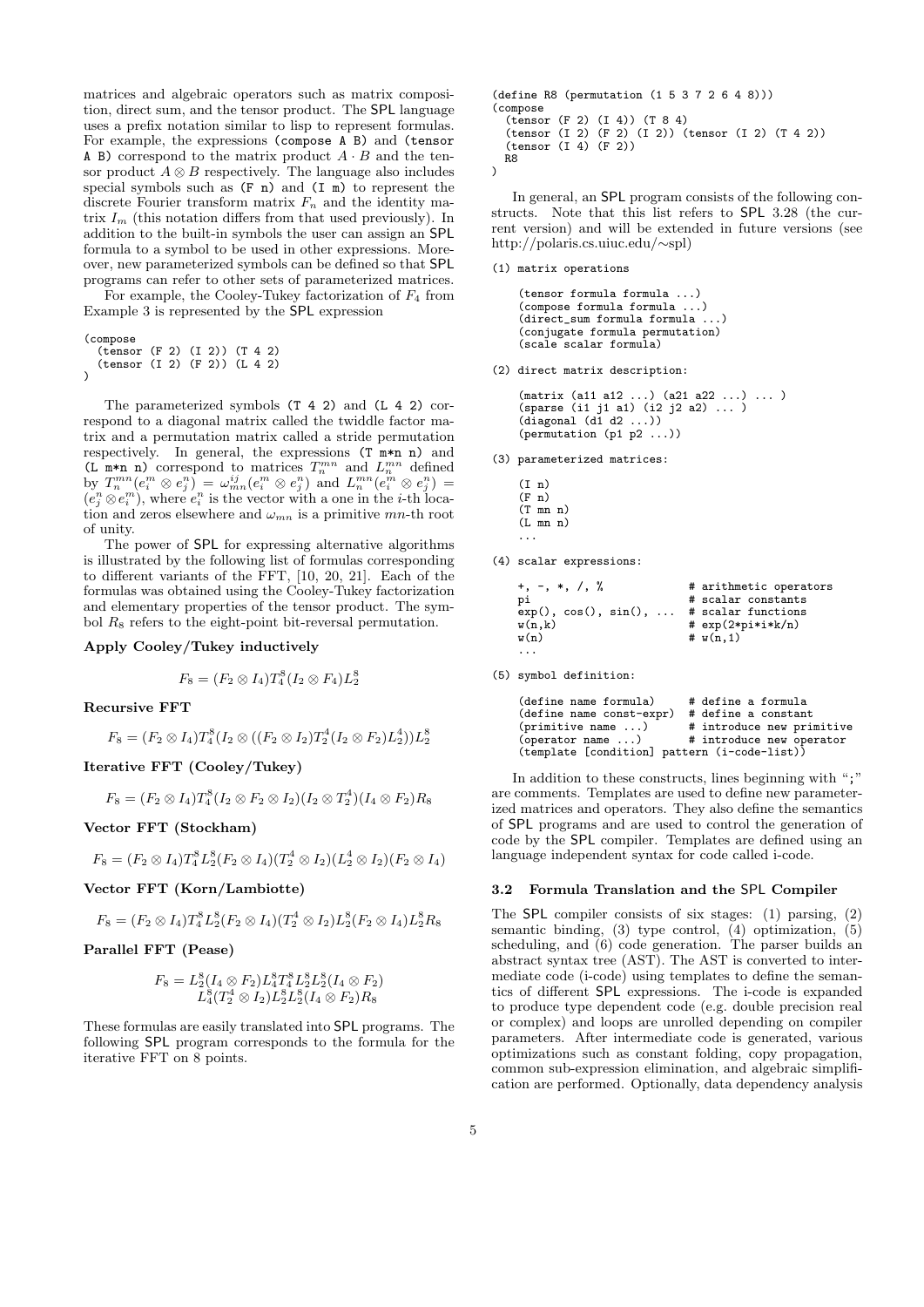matrices and algebraic operators such as matrix composition, direct sum, and the tensor product. The SPL language uses a prefix notation similar to lisp to represent formulas. For example, the expressions `(compose A B)` and `(tensor A B)` correspond to the matrix product $A \cdot B$ and the tensor product $A \otimes B$ respectively. The language also includes special symbols such as `(F n)` and `(I m)` to represent the discrete Fourier transform matrix $F_n$ and the identity matrix $I_m$ (this notation differs from that used previously). In addition to the built-in symbols the user can assign an SPL formula to a symbol to be used in other expressions. Moreover, new parameterized symbols can be defined so that SPL programs can refer to other sets of parameterized matrices.

For example, the Cooley-Tukey factorization of $F_4$ from Example 3 is represented by the SPL expression

```
(compose
  (tensor (F 2) (I 2)) (T 4 2)
  (tensor (I 2) (F 2)) (L 4 2)
)
```

The parameterized symbols `(T 4 2)` and `(L 4 2)` correspond to a diagonal matrix called the twiddle factor matrix and a permutation matrix called a stride permutation respectively. In general, the expressions `(T m*n n)` and `(L m*n n)` correspond to matrices $T_n^{mn}$ and $L_n^{mn}$ defined by $T_n^{mn}(e_i^m \otimes e_j^n) = \omega_{mn}^{ij}(e_i^m \otimes e_j^n)$ and $L_n^{mn}(e_i^m \otimes e_j^n) = (e_j^n \otimes e_i^m)$, where $e_i^n$ is the vector with a one in the $i$-th location and zeros elsewhere and $\omega_{mn}$ is a primitive $mn$-th root of unity.

The power of SPL for expressing alternative algorithms is illustrated by the following list of formulas corresponding to different variants of the FFT, [10, 20, 21]. Each of the formulas was obtained using the Cooley-Tukey factorization and elementary properties of the tensor product. The symbol $R_8$ refers to the eight-point bit-reversal permutation.

**Apply Cooley/Tukey inductively**

$$F_8 = (F_2 \otimes I_4)T_4^8(I_2 \otimes F_4)L_2^8$$

**Recursive FFT**

$$F_8 = (F_2 \otimes I_4)T_4^8(I_2 \otimes ((F_2 \otimes I_2)T_2^4(I_2 \otimes F_2)L_2^4))L_2^8$$

**Iterative FFT (Cooley/Tukey)**

$$F_8 = (F_2 \otimes I_4)T_4^8(I_2 \otimes F_2 \otimes I_2)(I_2 \otimes T_2^4)(I_4 \otimes F_2)R_8$$

**Vector FFT (Stockham)**

$$F_8 = (F_2 \otimes I_4)T_4^8 L_2^8(F_2 \otimes I_4)(T_2^4 \otimes I_2)(L_2^4 \otimes I_2)(F_2 \otimes I_4)$$

**Vector FFT (Korn/Lambiotte)**

$$F_8 = (F_2 \otimes I_4)T_4^8 L_2^8(F_2 \otimes I_4)(T_2^4 \otimes I_2)L_2^8(F_2 \otimes I_4)L_2^8 R_8$$

**Parallel FFT (Pease)**

$$\begin{aligned} F_8 = L_2^8(I_4 \otimes F_2)L_4^8 T_4^8 L_2^8 L_2^8(I_4 \otimes F_2) \\ L_4^8(T_2^4 \otimes I_2)L_2^8 L_2^8(I_4 \otimes F_2)R_8 \end{aligned}$$

These formulas are easily translated into SPL programs. The following SPL program corresponds to the formula for the iterative FFT on 8 points.

```
(define R8 (permutation (1 5 3 7 2 6 4 8)))
(compose
  (tensor (F 2) (I 4)) (T 8 4)
  (tensor (I 2) (F 2) (I 2)) (tensor (I 2) (T 4 2))
  (tensor (I 4) (F 2))
  R8
)
```

In general, an SPL program consists of the following constructs. Note that this list refers to SPL 3.28 (the current version) and will be extended in future versions (see http://polaris.cs.uiuc.edu/∼spl)

```
(1) matrix operations

    (tensor formula formula ...)
    (compose formula formula ...)
    (direct_sum formula formula ...)
    (conjugate formula permutation)
    (scale scalar formula)

(2) direct matrix description:

    (matrix (a11 a12 ...) (a21 a22 ...) ... )
    (sparse (i1 j1 a1) (i2 j2 a2) ... )
    (diagonal (d1 d2 ...))
    (permutation (p1 p2 ...))

(3) parameterized matrices:

    (I n)
    (F n)
    (T mn n)
    (L mn n)
    ...

(4) scalar expressions:

    +, -, *, /, %              # arithmetic operators
    pi                         # scalar constants
    exp(), cos(), sin(), ...   # scalar functions
    w(n,k)                     # exp(2*pi*i*k/n)
    w(n)                       # w(n,1)
    ...

(5) symbol definition:

    (define name formula)      # define a formula
    (define name const-expr)   # define a constant
    (primitive name ...)       # introduce new primitive
    (operator name ...)        # introduce new operator
    (template [condition] pattern (i-code-list))
```

In addition to these constructs, lines beginning with ";" are comments. Templates are used to define new parameterized matrices and operators. They also define the semantics of SPL programs and are used to control the generation of code by the SPL compiler. Templates are defined using an language independent syntax for code called i-code.

### 3.2 Formula Translation and the SPL Compiler

The SPL compiler consists of six stages: (1) parsing, (2) semantic binding, (3) type control, (4) optimization, (5) scheduling, and (6) code generation. The parser builds an abstract syntax tree (AST). The AST is converted to intermediate code (i-code) using templates to define the semantics of different SPL expressions. The i-code is expanded to produce type dependent code (e.g. double precision real or complex) and loops are unrolled depending on compiler parameters. After intermediate code is generated, various optimizations such as constant folding, copy propagation, common sub-expression elimination, and algebraic simplification are performed. Optionally, data dependency analysis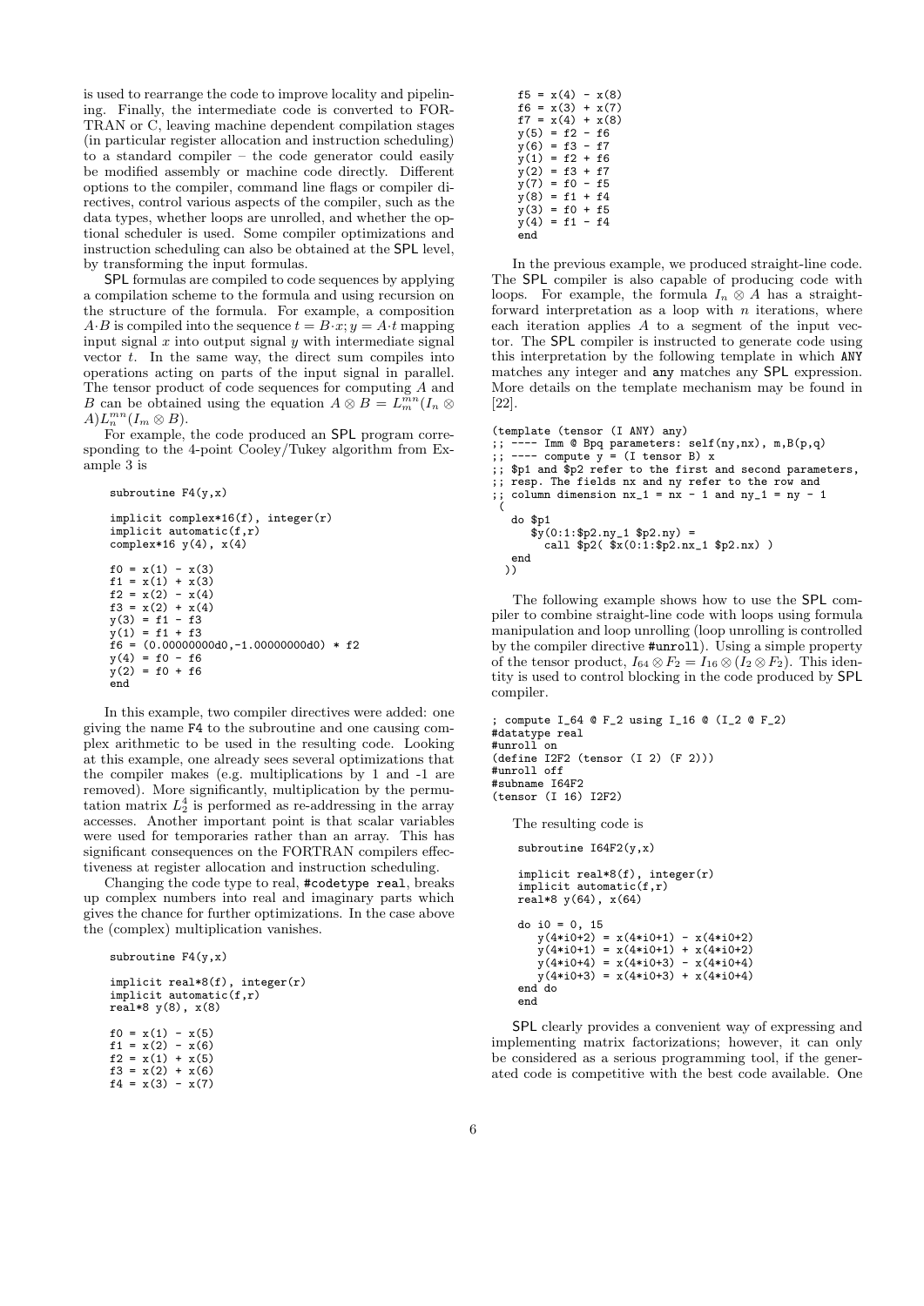is used to rearrange the code to improve locality and pipelining. Finally, the intermediate code is converted to FORTRAN or C, leaving machine dependent compilation stages (in particular register allocation and instruction scheduling) to a standard compiler – the code generator could easily be modified assembly or machine code directly. Different options to the compiler, command line flags or compiler directives, control various aspects of the compiler, such as the data types, whether loops are unrolled, and whether the optional scheduler is used. Some compiler optimizations and instruction scheduling can also be obtained at the SPL level, by transforming the input formulas.

SPL formulas are compiled to code sequences by applying a compilation scheme to the formula and using recursion on the structure of the formula. For example, a composition $A \cdot B$ is compiled into the sequence $t = B \cdot x; y = A \cdot t$ mapping input signal $x$ into output signal $y$ with intermediate signal vector $t$. In the same way, the direct sum compiles into operations acting on parts of the input signal in parallel. The tensor product of code sequences for computing $A$ and $B$ can be obtained using the equation $A \otimes B = L^{mn}_m (I_n \otimes A) L^{mn}_n (I_m \otimes B)$.

For example, the code produced an SPL program corresponding to the 4-point Cooley/Tukey algorithm from Example 3 is

```
subroutine F4(y,x)

implicit complex*16(f), integer(r)
implicit automatic(f,r)
complex*16 y(4), x(4)

f0 = x(1) - x(3)
f1 = x(1) + x(3)
f2 = x(2) - x(4)
f3 = x(2) + x(4)
y(3) = f1 - f3
y(1) = f1 + f3
f6 = (0.00000000d0,-1.00000000d0) * f2
y(4) = f0 - f6
y(2) = f0 + f6
end
```

In this example, two compiler directives were added: one giving the name F4 to the subroutine and one causing complex arithmetic to be used in the resulting code. Looking at this example, one already sees several optimizations that the compiler makes (e.g. multiplications by 1 and -1 are removed). More significantly, multiplication by the permutation matrix $L^4_2$ is performed as re-addressing in the array accesses. Another important point is that scalar variables were used for temporaries rather than an array. This has significant consequences on the FORTRAN compilers effectiveness at register allocation and instruction scheduling.

Changing the code type to real, #codetype real, breaks up complex numbers into real and imaginary parts which gives the chance for further optimizations. In the case above the (complex) multiplication vanishes.

```
subroutine F4(y,x)

implicit real*8(f), integer(r)
implicit automatic(f,r)
real*8 y(8), x(8)

f0 = x(1) - x(5)
f1 = x(2) - x(6)
f2 = x(1) + x(5)
f3 = x(2) + x(6)
f4 = x(3) - x(7)
f5 = x(4) - x(8)
f6 = x(3) + x(7)
f7 = x(4) + x(8)
y(5) = f2 - f6
y(6) = f3 - f7
y(1) = f2 + f6
y(2) = f3 + f7
y(7) = f0 - f5
y(8) = f1 + f4
y(3) = f0 + f5
y(4) = f1 - f4
end
```

In the previous example, we produced straight-line code. The SPL compiler is also capable of producing code with loops. For example, the formula $I_n \otimes A$ has a straight-forward interpretation as a loop with $n$ iterations, where each iteration applies $A$ to a segment of the input vector. The SPL compiler is instructed to generate code using this interpretation by the following template in which ANY matches any integer and any matches any SPL expression. More details on the template mechanism may be found in [22].

```
(template (tensor (I ANY) any)
;; ---- Imm @ Bpq parameters: self(ny,nx), m,B(p,q)
;; ---- compute y = (I tensor B) x
;; $p1 and $p2 refer to the first and second parameters,
;; resp. The fields nx and ny refer to the row and
;; column dimension nx_1 = nx - 1 and ny_1 = ny - 1
 (
  do $p1
     $y(0:1:$p2.ny_1 $p2.ny) =
       call $p2( $x(0:1:$p2.nx_1 $p2.nx) )
  end
 ))
```

The following example shows how to use the SPL compiler to combine straight-line code with loops using formula manipulation and loop unrolling (loop unrolling is controlled by the compiler directive #unroll). Using a simple property of the tensor product, $I_{64} \otimes F_2 = I_{16} \otimes (I_2 \otimes F_2)$. This identity is used to control blocking in the code produced by SPL compiler.

```
; compute I_64 @ F_2 using I_16 @ (I_2 @ F_2)
#datatype real
#unroll on
(define I2F2 (tensor (I 2) (F 2)))
#unroll off
#subname I64F2
(tensor (I 16) I2F2)
```

The resulting code is

```
subroutine I64F2(y,x)

implicit real*8(f), integer(r)
implicit automatic(f,r)
real*8 y(64), x(64)

do i0 = 0, 15
   y(4*i0+2) = x(4*i0+1) - x(4*i0+2)
   y(4*i0+1) = x(4*i0+1) + x(4*i0+2)
   y(4*i0+4) = x(4*i0+3) - x(4*i0+4)
   y(4*i0+3) = x(4*i0+3) + x(4*i0+4)
end do
end
```

SPL clearly provides a convenient way of expressing and implementing matrix factorizations; however, it can only be considered as a serious programming tool, if the generated code is competitive with the best code available. One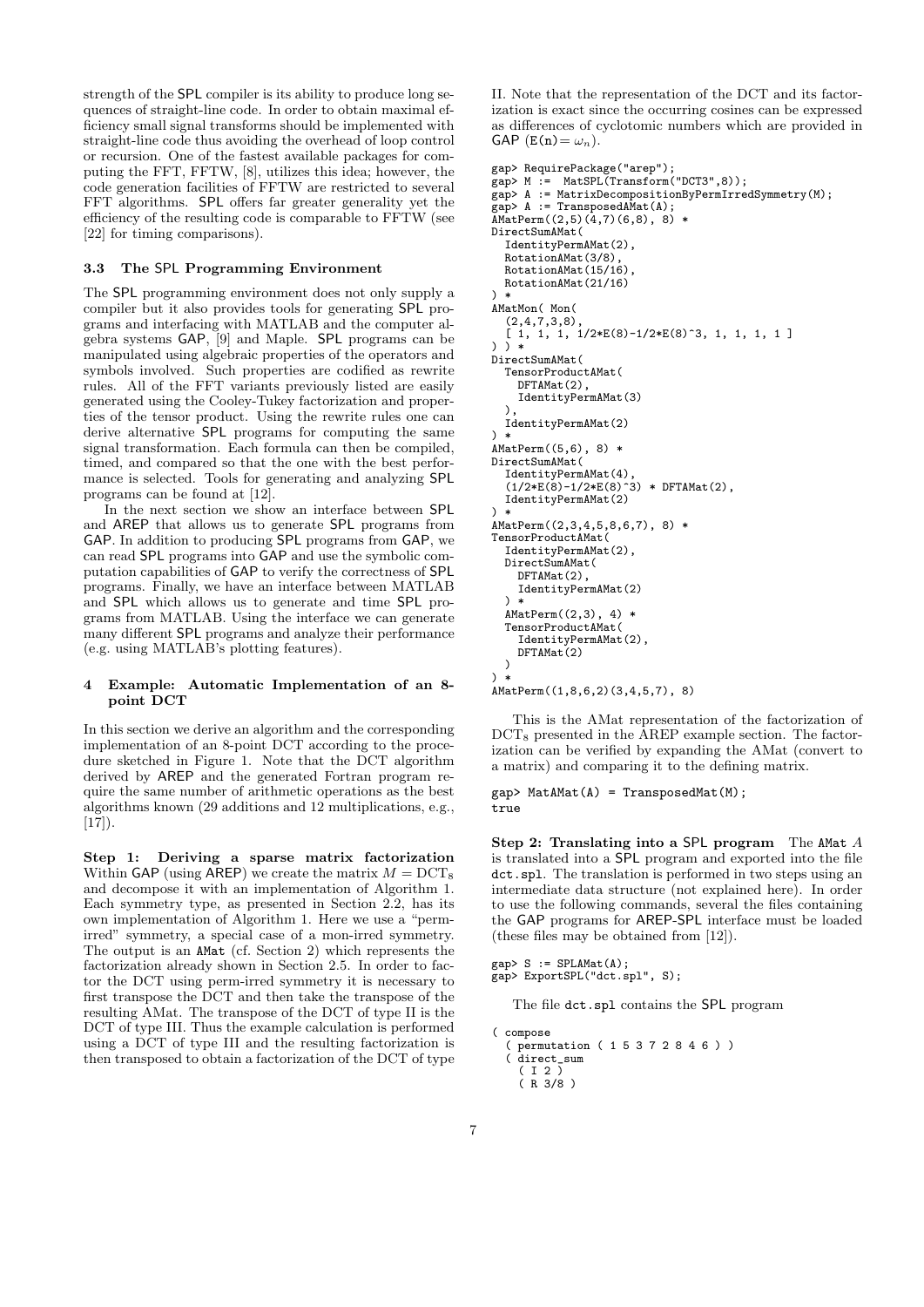strength of the SPL compiler is its ability to produce long sequences of straight-line code. In order to obtain maximal efficiency small signal transforms should be implemented with straight-line code thus avoiding the overhead of loop control or recursion. One of the fastest available packages for computing the FFT, FFTW, [8], utilizes this idea; however, the code generation facilities of FFTW are restricted to several FFT algorithms. SPL offers far greater generality yet the efficiency of the resulting code is comparable to FFTW (see [22] for timing comparisons).

### 3.3 The SPL Programming Environment

The SPL programming environment does not only supply a compiler but it also provides tools for generating SPL programs and interfacing with MATLAB and the computer algebra systems GAP, [9] and Maple. SPL programs can be manipulated using algebraic properties of the operators and symbols involved. Such properties are codified as rewrite rules. All of the FFT variants previously listed are easily generated using the Cooley-Tukey factorization and properties of the tensor product. Using the rewrite rules one can derive alternative SPL programs for computing the same signal transformation. Each formula can then be compiled, timed, and compared so that the one with the best performance is selected. Tools for generating and analyzing SPL programs can be found at [12].

In the next section we show an interface between SPL and AREP that allows us to generate SPL programs from GAP. In addition to producing SPL programs from GAP, we can read SPL programs into GAP and use the symbolic computation capabilities of GAP to verify the correctness of SPL programs. Finally, we have an interface between MATLAB and SPL which allows us to generate and time SPL programs from MATLAB. Using the interface we can generate many different SPL programs and analyze their performance (e.g. using MATLAB's plotting features).

## 4 Example: Automatic Implementation of an 8-point DCT

In this section we derive an algorithm and the corresponding implementation of an 8-point DCT according to the procedure sketched in Figure 1. Note that the DCT algorithm derived by AREP and the generated Fortran program require the same number of arithmetic operations as the best algorithms known (29 additions and 12 multiplications, e.g., [17]).

**Step 1: Deriving a sparse matrix factorization** Within GAP (using AREP) we create the matrix $M = \mathrm{DCT}_8$ and decompose it with an implementation of Algorithm 1. Each symmetry type, as presented in Section 2.2, has its own implementation of Algorithm 1. Here we use a "perm-irred" symmetry, a special case of a mon-irred symmetry. The output is an AMat (cf. Section 2) which represents the factorization already shown in Section 2.5. In order to factor the DCT using perm-irred symmetry it is necessary to first transpose the DCT and then take the transpose of the resulting AMat. The transpose of the DCT of type II is the DCT of type III. Thus the example calculation is performed using a DCT of type III and the resulting factorization is then transposed to obtain a factorization of the DCT of type II. Note that the representation of the DCT and its factorization is exact since the occurring cosines can be expressed as differences of cyclotomic numbers which are provided in GAP ($\mathrm{E(n)} = \omega_n$).

```
gap> RequirePackage("arep");
gap> M :=  MatSPL(Transform("DCT3",8));
gap> A := MatrixDecompositionByPermIrredSymmetry(M);
gap> A := TransposedAMat(A);
AMatPerm((2,5)(4,7)(6,8), 8) *
DirectSumAMat(
  IdentityPermAMat(2),
  RotationAMat(3/8),
  RotationAMat(15/16),
  RotationAMat(21/16)
) *
AMatMon( Mon(
  (2,4,7,3,8),
  [ 1, 1, 1, 1/2*E(8)-1/2*E(8)^3, 1, 1, 1, 1 ]
) ) *
DirectSumAMat(
  TensorProductAMat(
    DFTAMat(2),
    IdentityPermAMat(3)
  ),
  IdentityPermAMat(2)
) *
AMatPerm((5,6), 8) *
DirectSumAMat(
  IdentityPermAMat(4),
  (1/2*E(8)-1/2*E(8)^3) * DFTAMat(2),
  IdentityPermAMat(2)
) *
AMatPerm((2,3,4,5,8,6,7), 8) *
TensorProductAMat(
  IdentityPermAMat(2),
  DirectSumAMat(
    DFTAMat(2),
    IdentityPermAMat(2)
  ) *
  AMatPerm((2,3), 4) *
  TensorProductAMat(
    IdentityPermAMat(2),
    DFTAMat(2)
  )
) *
AMatPerm((1,8,6,2)(3,4,5,7), 8)
```

This is the AMat representation of the factorization of $\mathrm{DCT}_8$ presented in the AREP example section. The factorization can be verified by expanding the AMat (convert to a matrix) and comparing it to the defining matrix.

```
gap> MatAMat(A) = TransposedMat(M);
true
```

**Step 2: Translating into a SPL program** The AMat $A$ is translated into a SPL program and exported into the file dct.spl. The translation is performed in two steps using an intermediate data structure (not explained here). In order to use the following commands, several the files containing the GAP programs for AREP-SPL interface must be loaded (these files may be obtained from [12]).

```
gap> S := SPLAMat(A);
gap> ExportSPL("dct.spl", S);
```

The file dct.spl contains the SPL program

```
( compose
  ( permutation ( 1 5 3 7 2 8 4 6 ) )
  ( direct_sum
    ( I 2 )
    ( R 3/8 )
```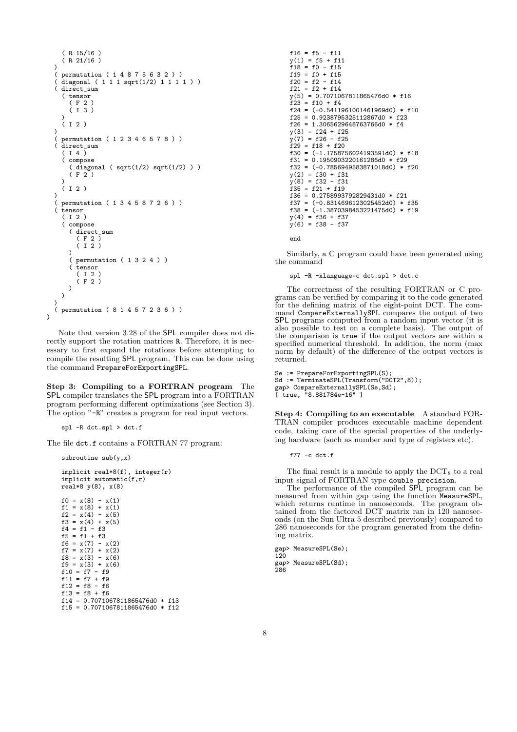```
    ( R 15/16 )
    ( R 21/16 )
  )
  ( permutation ( 1 4 8 7 5 6 3 2 ) )
  ( diagonal ( 1 1 1 sqrt(1/2) 1 1 1 1 ) )
  ( direct_sum
    ( tensor
      ( F 2 )
      ( I 3 )
    )
    ( I 2 )
  )
  ( permutation ( 1 2 3 4 6 5 7 8 ) )
  ( direct_sum
    ( I 4 )
    ( compose
      ( diagonal ( sqrt(1/2) sqrt(1/2) ) )
      ( F 2 )
    )
    ( I 2 )
  )
  ( permutation ( 1 3 4 5 8 7 2 6 ) )
  ( tensor
    ( I 2 )
    ( compose
      ( direct_sum
        ( F 2 )
        ( I 2 )
      )
      ( permutation ( 1 3 2 4 ) )
      ( tensor
        ( I 2 )
        ( F 2 )
      )
    )
  )
  ( permutation ( 8 1 4 5 7 2 3 6 ) )
)
```

Note that version 3.28 of the SPL compiler does not directly support the rotation matrices R. Therefore, it is necessary to first expand the rotations before attempting to compile the resulting SPL program. This can be done using the command PrepareForExportingSPL.

**Step 3: Compiling to a FORTRAN program** The SPL compiler translates the SPL program into a FORTRAN program performing different optimizations (see Section 3). The option "-R" creates a program for real input vectors.

```
spl -R dct.spl > dct.f
```

The file dct.f contains a FORTRAN 77 program:

```
subroutine sub(y,x)

implicit real*8(f), integer(r)
implicit automatic(f,r)
real*8 y(8), x(8)

f0 = x(8) - x(1)
f1 = x(8) + x(1)
f2 = x(4) - x(5)
f3 = x(4) + x(5)
f4 = f1 - f3
f5 = f1 + f3
f6 = x(7) - x(2)
f7 = x(7) + x(2)
f8 = x(3) - x(6)
f9 = x(3) + x(6)
f10 = f7 - f9
f11 = f7 + f9
f12 = f8 - f6
f13 = f8 + f6
f14 = 0.7071067811865476d0 * f13
f15 = 0.7071067811865476d0 * f12
f16 = f5 - f11
y(1) = f5 + f11
f18 = f0 - f15
f19 = f0 + f15
f20 = f2 - f14
f21 = f2 + f14
y(5) = 0.7071067811865476d0 * f16
f23 = f10 + f4
f24 = (-0.5411961001461969d0) * f10
f25 = 0.9238795325112867d0 * f23
f26 = 1.3065629648763766d0 * f4
y(3) = f24 + f25
y(7) = f26 - f25
f29 = f18 + f20
f30 = (-1.1758756024193591d0) * f18
f31 = 0.1950903220161286d0 * f29
f32 = (-0.7856949583871018d0) * f20
y(2) = f30 + f31
y(8) = f32 - f31
f35 = f21 + f19
f36 = 0.2758993792829431d0 * f21
f37 = (-0.8314696123025452d0) * f35
f38 = (-1.3870398453221475d0) * f19
y(4) = f36 + f37
y(6) = f38 - f37

end
```

Similarly, a C program could have been generated using the command

```
spl -R -xlanguage=c dct.spl > dct.c
```

The correctness of the resulting FORTRAN or C programs can be verified by comparing it to the code generated for the defining matrix of the eight-point DCT. The command CompareExternallySPL compares the output of two SPL programs computed from a random input vector (it is also possible to test on a complete basis). The output of the comparison is true if the output vectors are within a specified numerical threshold. In addition, the norm (max norm by default) of the difference of the output vectors is returned.

```
Se := PrepareForExportingSPL(S);
Sd := TerminateSPL(Transform("DCT2",8));
gap> CompareExternallySPL(Se,Sd);
[ true, "8.881784e-16" ]
```

**Step 4: Compiling to an executable** A standard FORTRAN compiler produces executable machine dependent code, taking care of the special properties of the underlying hardware (such as number and type of registers etc).

```
f77 -c dct.f
```

The final result is a module to apply the $DCT_8$ to a real input signal of FORTRAN type double precision.

The performance of the compiled SPL program can be measured from within gap using the function MeasureSPL, which returns runtime in nanoseconds. The program obtained from the factored DCT matrix ran in 120 nanoseconds (on the Sun Ultra 5 described previously) compared to 286 nanoseconds for the program generated from the defining matrix.

```
gap> MeasureSPL(Se);
120
gap> MeasureSPL(Sd);
286
```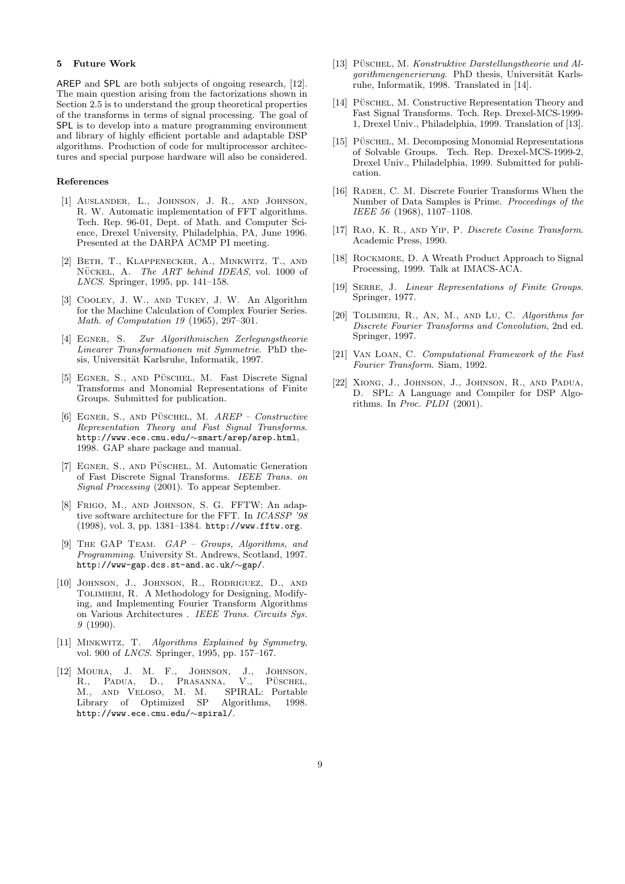## 5 Future Work

AREP and SPL are both subjects of ongoing research, [12]. The main question arising from the factorizations shown in Section 2.5 is to understand the group theoretical properties of the transforms in terms of signal processing. The goal of SPL is to develop into a mature programming environment and library of highly efficient portable and adaptable DSP algorithms. Production of code for multiprocessor architectures and special purpose hardware will also be considered.

### References

[1] Auslander, L., Johnson, J. R., and Johnson, R. W. Automatic implementation of FFT algorithms. Tech. Rep. 96-01, Dept. of Math. and Computer Science, Drexel University, Philadelphia, PA, June 1996. Presented at the DARPA ACMP PI meeting.

[2] Beth, T., Klappenecker, A., Minkwitz, T., and Nückel, A. *The ART behind IDEAS*, vol. 1000 of *LNCS*. Springer, 1995, pp. 141–158.

[3] Cooley, J. W., and Tukey, J. W. An Algorithm for the Machine Calculation of Complex Fourier Series. *Math. of Computation 19* (1965), 297–301.

[4] Egner, S. *Zur Algorithmischen Zerlegungstheorie Linearer Transformationen mit Symmetrie*. PhD thesis, Universität Karlsruhe, Informatik, 1997.

[5] Egner, S., and Püschel, M. Fast Discrete Signal Transforms and Monomial Representations of Finite Groups. Submitted for publication.

[6] Egner, S., and Püschel, M. *AREP – Constructive Representation Theory and Fast Signal Transforms*. http://www.ece.cmu.edu/∼smart/arep/arep.html, 1998. GAP share package and manual.

[7] Egner, S., and Püschel, M. Automatic Generation of Fast Discrete Signal Transforms. *IEEE Trans. on Signal Processing* (2001). To appear September.

[8] Frigo, M., and Johnson, S. G. FFTW: An adaptive software architecture for the FFT. In *ICASSP '98* (1998), vol. 3, pp. 1381–1384. http://www.fftw.org.

[9] The GAP Team. *GAP – Groups, Algorithms, and Programming*. University St. Andrews, Scotland, 1997. http://www-gap.dcs.st-and.ac.uk/∼gap/.

[10] Johnson, J., Johnson, R., Rodriguez, D., and Tolimieri, R. A Methodology for Designing, Modifying, and Implementing Fourier Transform Algorithms on Various Architectures . *IEEE Trans. Circuits Sys. 9* (1990).

[11] Minkwitz, T. *Algorithms Explained by Symmetry*, vol. 900 of *LNCS*. Springer, 1995, pp. 157–167.

[12] Moura, J. M. F., Johnson, J., Johnson, R., Padua, D., Prasanna, V., Püschel, M., and Veloso, M. M. SPIRAL: Portable Library of Optimized SP Algorithms, 1998. http://www.ece.cmu.edu/∼spiral/.

[13] Püschel, M. *Konstruktive Darstellungstheorie und Algorithmengenerierung*. PhD thesis, Universität Karlsruhe, Informatik, 1998. Translated in [14].

[14] Püschel, M. Constructive Representation Theory and Fast Signal Transforms. Tech. Rep. Drexel-MCS-1999-1, Drexel Univ., Philadelphia, 1999. Translation of [13].

[15] Püschel, M. Decomposing Monomial Representations of Solvable Groups. Tech. Rep. Drexel-MCS-1999-2, Drexel Univ., Philadelphia, 1999. Submitted for publication.

[16] Rader, C. M. Discrete Fourier Transforms When the Number of Data Samples is Prime. *Proceedings of the IEEE 56* (1968), 1107–1108.

[17] Rao, K. R., and Yip, P. *Discrete Cosine Transform*. Academic Press, 1990.

[18] Rockmore, D. A Wreath Product Approach to Signal Processing, 1999. Talk at IMACS-ACA.

[19] Serre, J. *Linear Representations of Finite Groups*. Springer, 1977.

[20] Tolimieri, R., An, M., and Lu, C. *Algorithms for Discrete Fourier Transforms and Convolution*, 2nd ed. Springer, 1997.

[21] Van Loan, C. *Computational Framework of the Fast Fourier Transform*. Siam, 1992.

[22] Xiong, J., Johnson, J., Johnson, R., and Padua, D. SPL: A Language and Compiler for DSP Algorithms. In *Proc. PLDI* (2001).